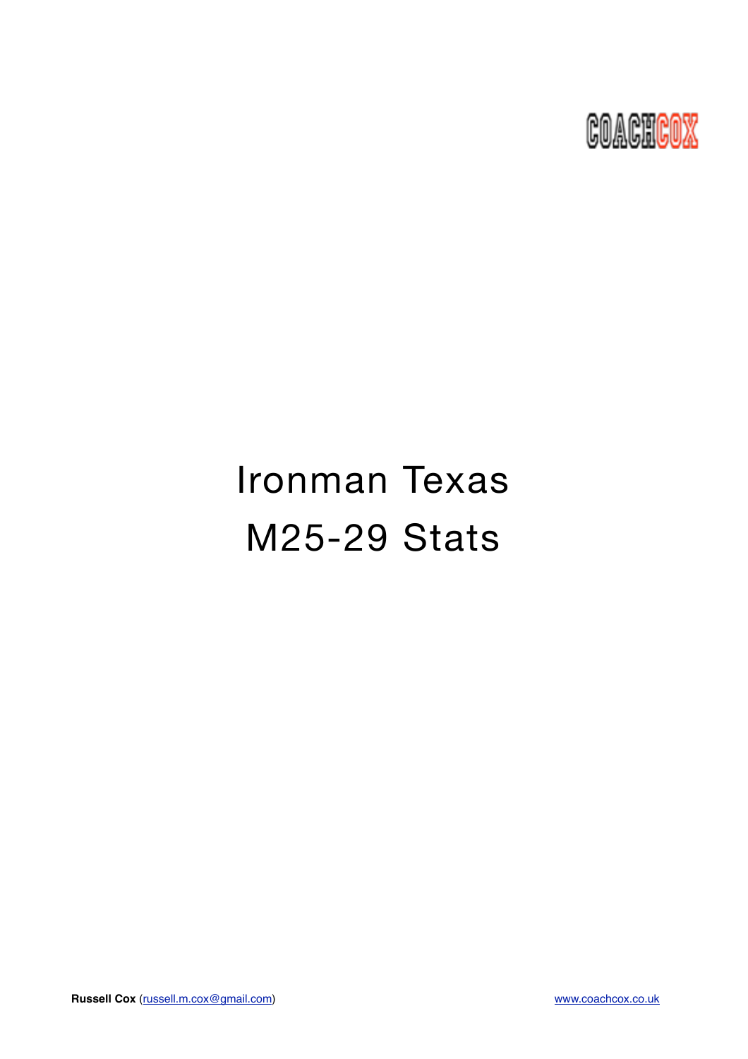COACHCOX

# Ironman Texas

# M25-29 Stats

**Russell Cox** (russell.m.cox@gmail.com) www.coachcox.co.uk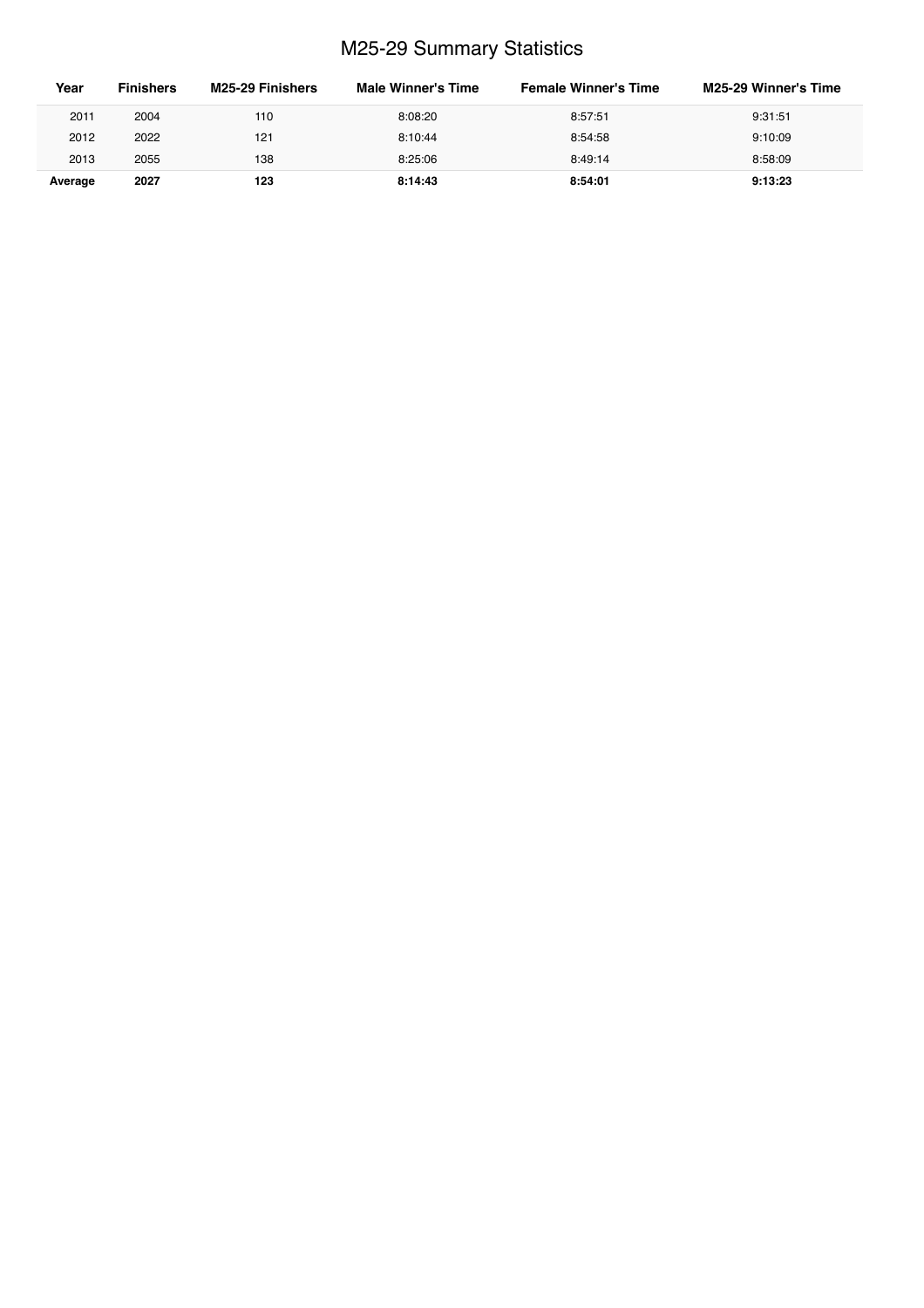# M25-29 Summary Statistics

| Year | Finishers | M25-29 Finishers | Male Winner's Time | Female Winner's Time | M25-29 Winner's Time |
|---|---|---|---|---|---|
| 2011 | 2004 | 110 | 8:08:20 | 8:57:51 | 9:31:51 |
| 2012 | 2022 | 121 | 8:10:44 | 8:54:58 | 9:10:09 |
| 2013 | 2055 | 138 | 8:25:06 | 8:49:14 | 8:58:09 |
| **Average** | **2027** | **123** | **8:14:43** | **8:54:01** | **9:13:23** |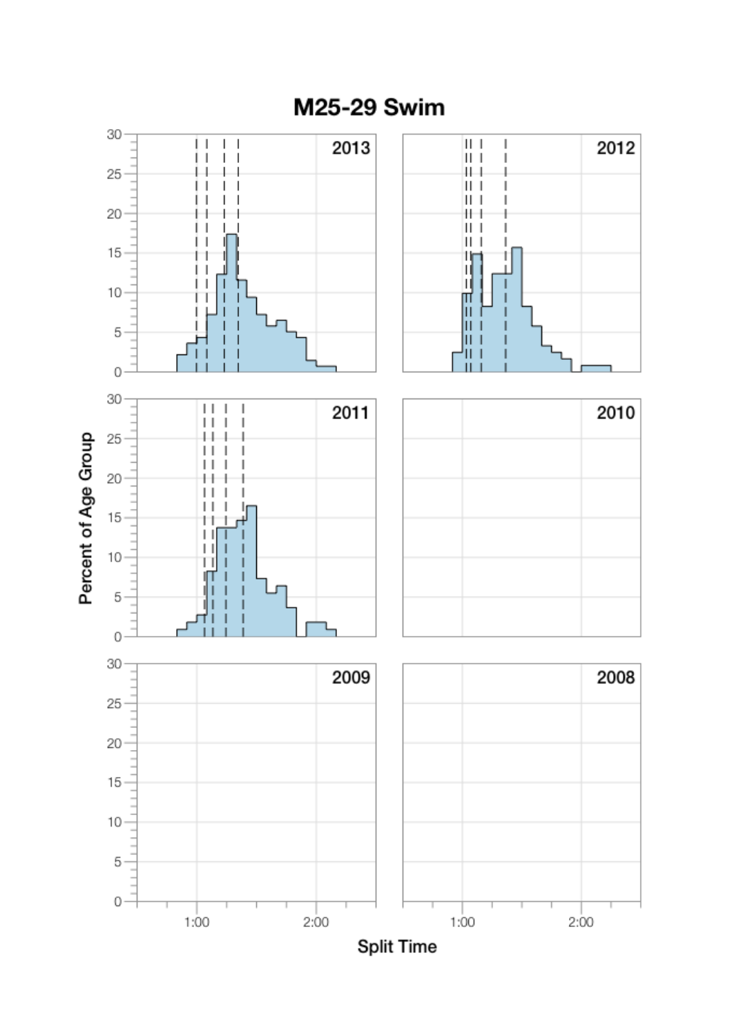# M25-29 Swim

2013

2012

2011

2010

2009

2008

Percent of Age Group

Split Time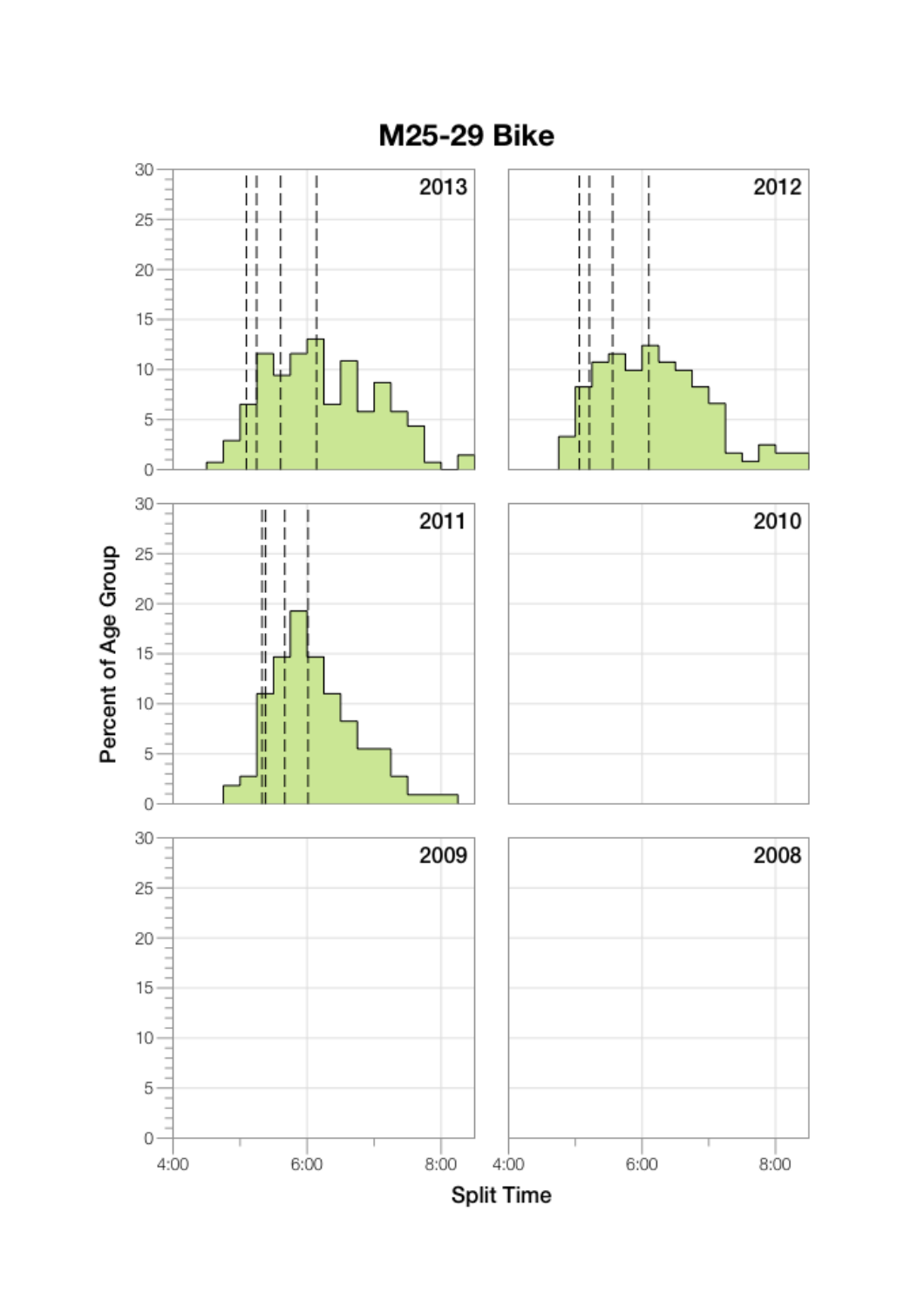# M25-29 Bike

| | |
|---|---|
| 2013 | 2012 |
| 2011 | 2010 |
| 2009 | 2008 |

Percent of Age Group

Split Time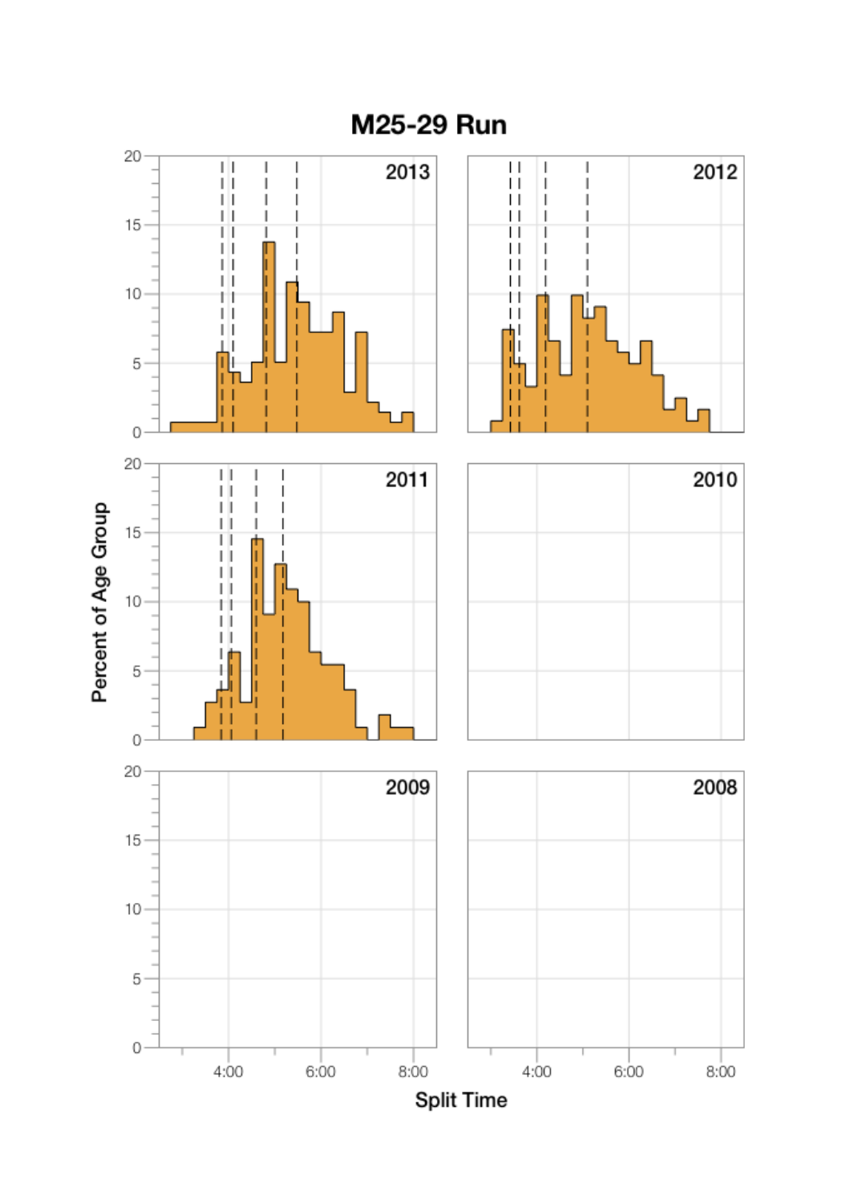# M25-29 Run

Percent of Age Group

Split Time

2013

2012

2011

2010

2009

2008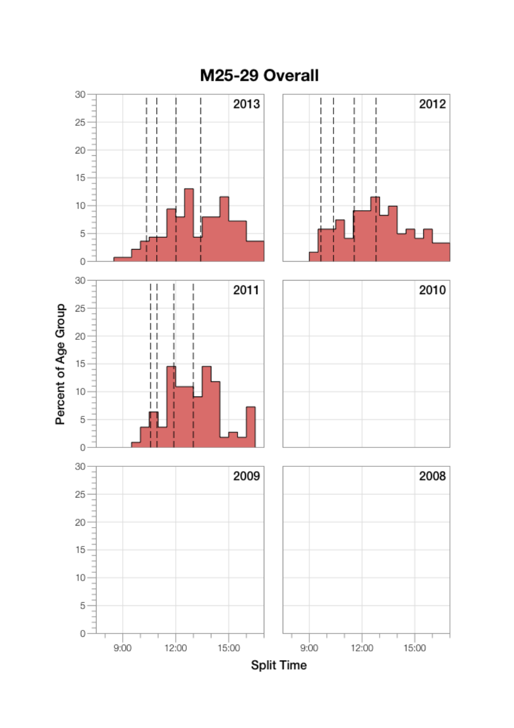# M25-29 Overall

2013

2012

2011

2010

2009

2008

Percent of Age Group

Split Time

0 5 10 15 20 25 30

9:00 12:00 15:00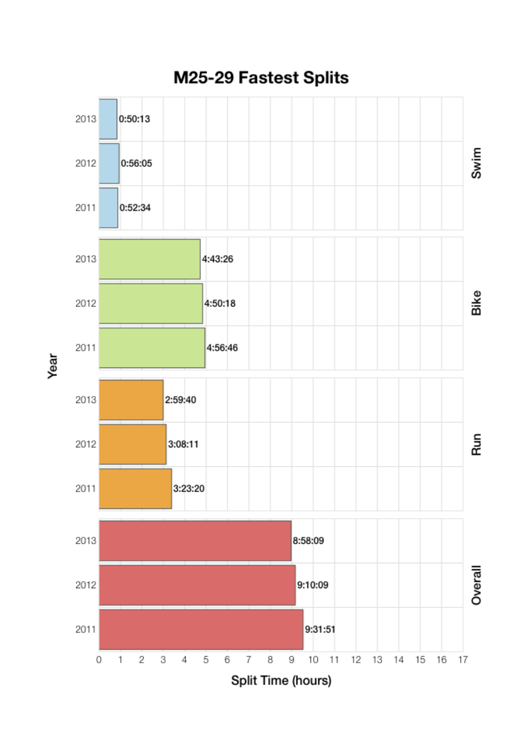# M25-29 Fastest Splits

| Split | Year | Split Time |
| --- | --- | --- |
| Swim | 2013 | 0:50:13 |
| Swim | 2012 | 0:56:05 |
| Swim | 2011 | 0:52:34 |
| Bike | 2013 | 4:43:26 |
| Bike | 2012 | 4:50:18 |
| Bike | 2011 | 4:56:46 |
| Run | 2013 | 2:59:40 |
| Run | 2012 | 3:08:11 |
| Run | 2011 | 3:23:20 |
| Overall | 2013 | 8:58:09 |
| Overall | 2012 | 9:10:09 |
| Overall | 2011 | 9:31:51 |

Year

Split Time (hours)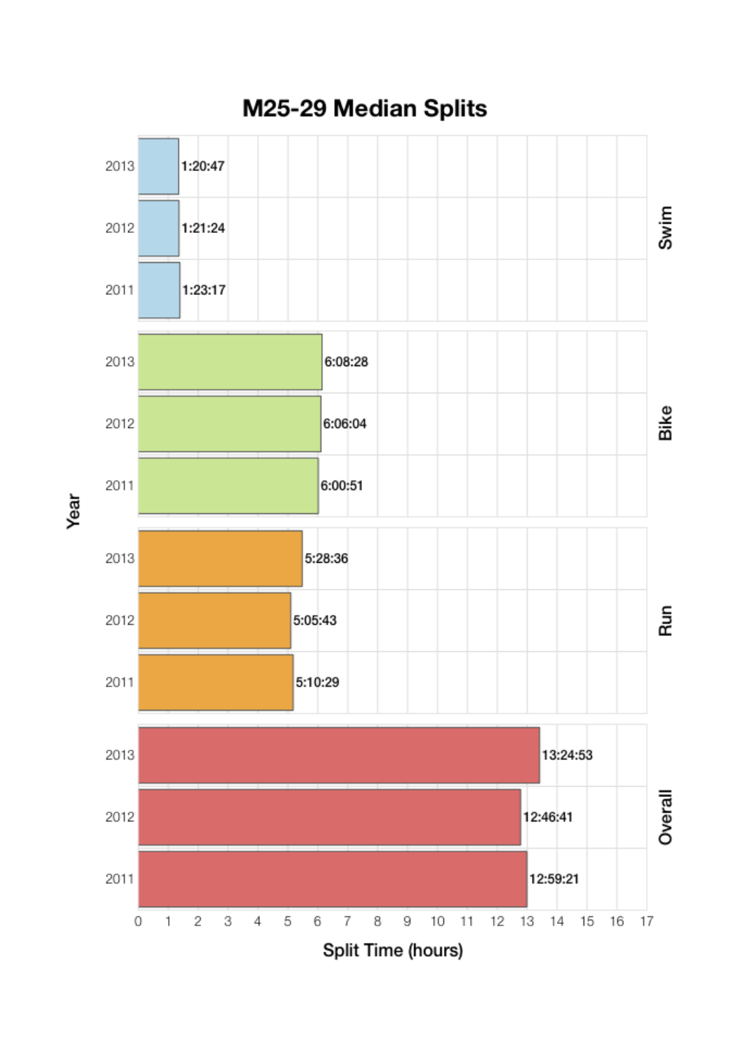# M25-29 Median Splits

| Segment | Year | Split Time |
| --- | --- | --- |
| Swim | 2013 | 1:20:47 |
| Swim | 2012 | 1:21:24 |
| Swim | 2011 | 1:23:17 |
| Bike | 2013 | 6:08:28 |
| Bike | 2012 | 6:06:04 |
| Bike | 2011 | 6:00:51 |
| Run | 2013 | 5:28:36 |
| Run | 2012 | 5:05:43 |
| Run | 2011 | 5:10:29 |
| Overall | 2013 | 13:24:53 |
| Overall | 2012 | 12:46:41 |
| Overall | 2011 | 12:59:21 |

Year

Split Time (hours)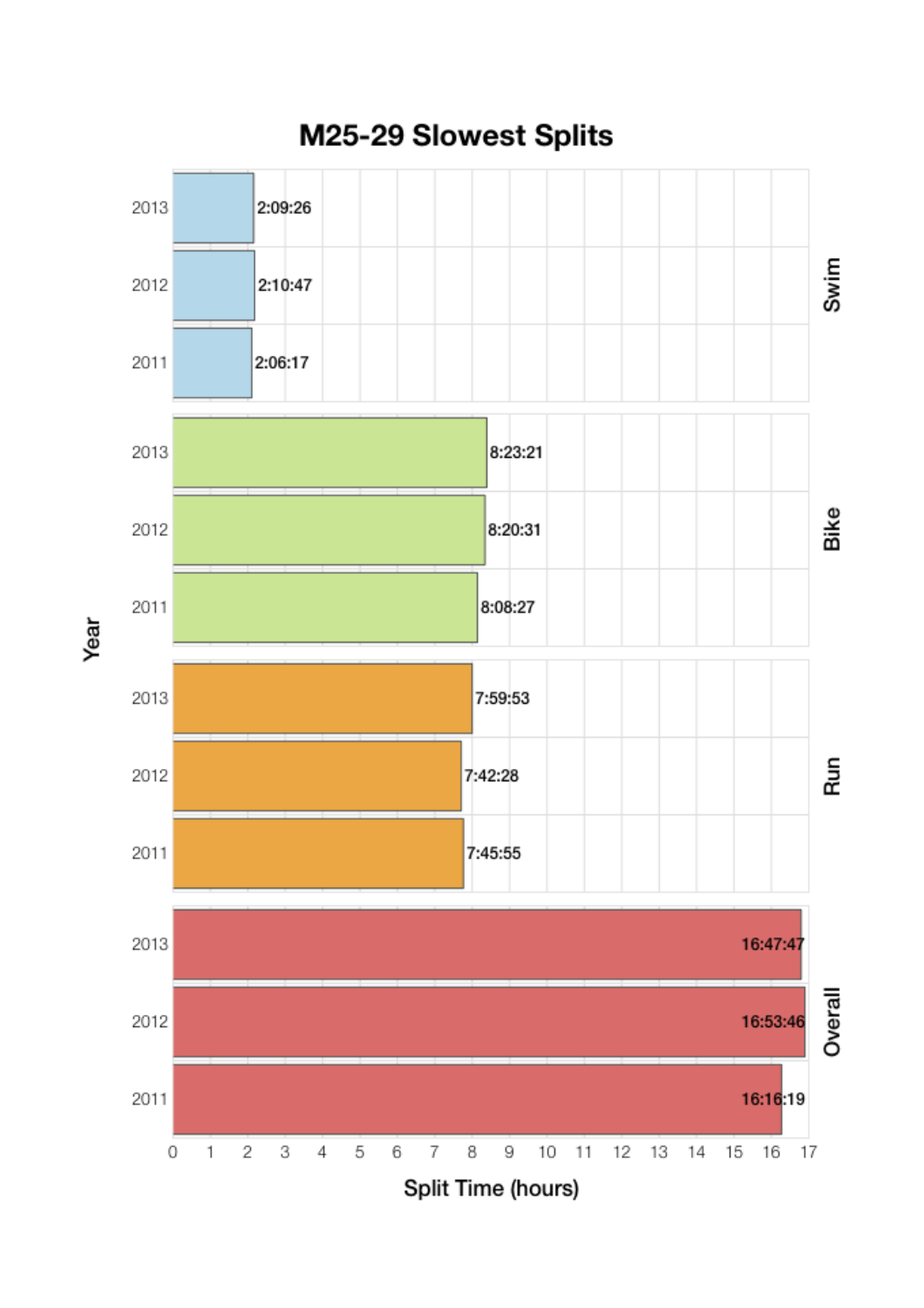# M25-29 Slowest Splits

| Split | Year | Split Time |
|---|---|---|
| Swim | 2013 | 2:09:26 |
| Swim | 2012 | 2:10:47 |
| Swim | 2011 | 2:06:17 |
| Bike | 2013 | 8:23:21 |
| Bike | 2012 | 8:20:31 |
| Bike | 2011 | 8:08:27 |
| Run | 2013 | 7:59:53 |
| Run | 2012 | 7:42:28 |
| Run | 2011 | 7:45:55 |
| Overall | 2013 | 16:47:47 |
| Overall | 2012 | 16:53:46 |
| Overall | 2011 | 16:16:19 |

Year

Split Time (hours)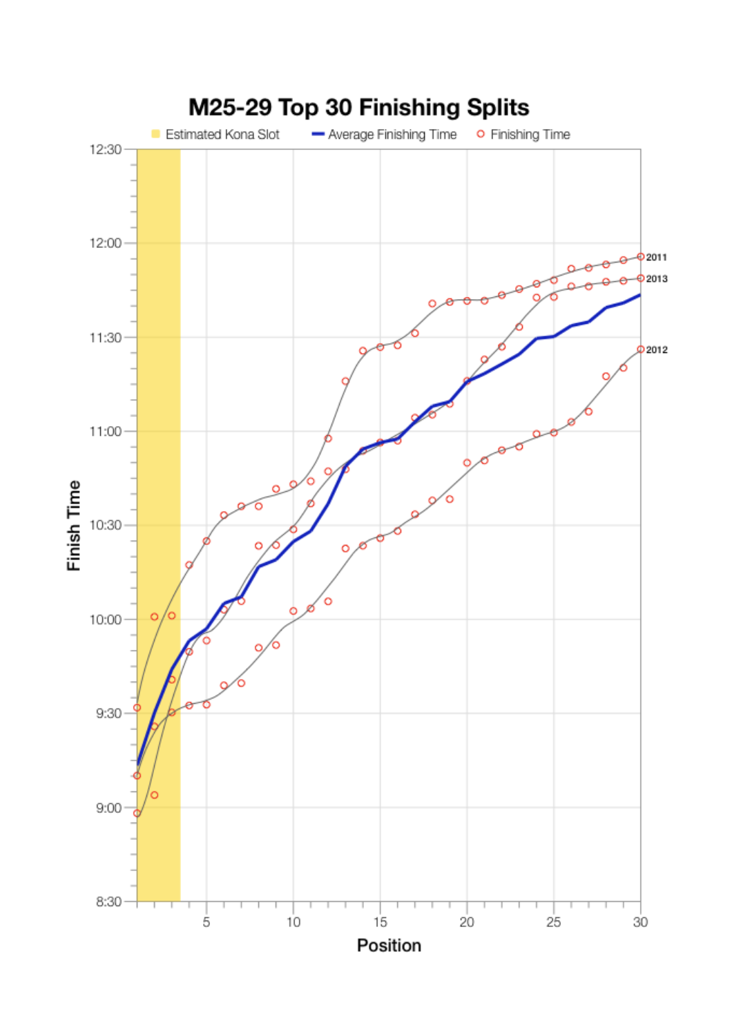## M25-29 Top 30 Finishing Splits

Estimated Kona Slot | Average Finishing Time | Finishing Time

Finish Time: 8:30, 9:00, 9:30, 10:00, 10:30, 11:00, 11:30, 12:00, 12:30

Position: 5, 10, 15, 20, 25, 30

2011

2013

2012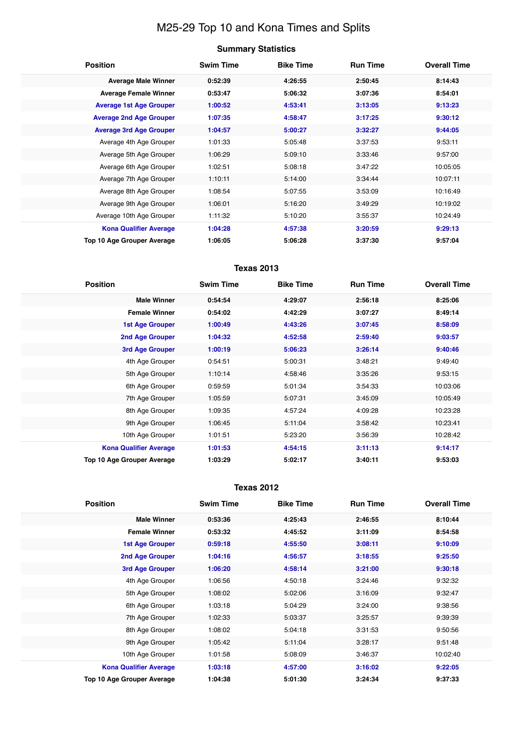# M25-29 Top 10 and Kona Times and Splits

### Summary Statistics

| Position | Swim Time | Bike Time | Run Time | Overall Time |
|---|---|---|---|---|
| **Average Male Winner** | **0:52:39** | **4:26:55** | **2:50:45** | **8:14:43** |
| **Average Female Winner** | **0:53:47** | **5:06:32** | **3:07:36** | **8:54:01** |
| **Average 1st Age Grouper** | **1:00:52** | **4:53:41** | **3:13:05** | **9:13:23** |
| **Average 2nd Age Grouper** | **1:07:35** | **4:58:47** | **3:17:25** | **9:30:12** |
| **Average 3rd Age Grouper** | **1:04:57** | **5:00:27** | **3:32:27** | **9:44:05** |
| Average 4th Age Grouper | 1:01:33 | 5:05:48 | 3:37:53 | 9:53:11 |
| Average 5th Age Grouper | 1:06:29 | 5:09:10 | 3:33:46 | 9:57:00 |
| Average 6th Age Grouper | 1:02:51 | 5:08:18 | 3:47:22 | 10:05:05 |
| Average 7th Age Grouper | 1:10:11 | 5:14:00 | 3:34:44 | 10:07:11 |
| Average 8th Age Grouper | 1:08:54 | 5:07:55 | 3:53:09 | 10:16:49 |
| Average 9th Age Grouper | 1:06:01 | 5:16:20 | 3:49:29 | 10:19:02 |
| Average 10th Age Grouper | 1:11:32 | 5:10:20 | 3:55:37 | 10:24:49 |
| **Kona Qualifier Average** | **1:04:28** | **4:57:38** | **3:20:59** | **9:29:13** |
| **Top 10 Age Grouper Average** | **1:06:05** | **5:06:28** | **3:37:30** | **9:57:04** |

### Texas 2013

| Position | Swim Time | Bike Time | Run Time | Overall Time |
|---|---|---|---|---|
| **Male Winner** | **0:54:54** | **4:29:07** | **2:56:18** | **8:25:06** |
| **Female Winner** | **0:54:02** | **4:42:29** | **3:07:27** | **8:49:14** |
| **1st Age Grouper** | **1:00:49** | **4:43:26** | **3:07:45** | **8:58:09** |
| **2nd Age Grouper** | **1:04:32** | **4:52:58** | **2:59:40** | **9:03:57** |
| **3rd Age Grouper** | **1:00:19** | **5:06:23** | **3:26:14** | **9:40:46** |
| 4th Age Grouper | 0:54:51 | 5:00:31 | 3:48:21 | 9:49:40 |
| 5th Age Grouper | 1:10:14 | 4:58:46 | 3:35:26 | 9:53:15 |
| 6th Age Grouper | 0:59:59 | 5:01:34 | 3:54:33 | 10:03:06 |
| 7th Age Grouper | 1:05:59 | 5:07:31 | 3:45:09 | 10:05:49 |
| 8th Age Grouper | 1:09:35 | 4:57:24 | 4:09:28 | 10:23:28 |
| 9th Age Grouper | 1:06:45 | 5:11:04 | 3:58:42 | 10:23:41 |
| 10th Age Grouper | 1:01:51 | 5:23:20 | 3:56:39 | 10:28:42 |
| **Kona Qualifier Average** | **1:01:53** | **4:54:15** | **3:11:13** | **9:14:17** |
| **Top 10 Age Grouper Average** | **1:03:29** | **5:02:17** | **3:40:11** | **9:53:03** |

### Texas 2012

| Position | Swim Time | Bike Time | Run Time | Overall Time |
|---|---|---|---|---|
| **Male Winner** | **0:53:36** | **4:25:43** | **2:46:55** | **8:10:44** |
| **Female Winner** | **0:53:32** | **4:45:52** | **3:11:09** | **8:54:58** |
| **1st Age Grouper** | **0:59:18** | **4:55:50** | **3:08:11** | **9:10:09** |
| **2nd Age Grouper** | **1:04:16** | **4:56:57** | **3:18:55** | **9:25:50** |
| **3rd Age Grouper** | **1:06:20** | **4:58:14** | **3:21:00** | **9:30:18** |
| 4th Age Grouper | 1:06:56 | 4:50:18 | 3:24:46 | 9:32:32 |
| 5th Age Grouper | 1:08:02 | 5:02:06 | 3:16:09 | 9:32:47 |
| 6th Age Grouper | 1:03:18 | 5:04:29 | 3:24:00 | 9:38:56 |
| 7th Age Grouper | 1:02:33 | 5:03:37 | 3:25:57 | 9:39:39 |
| 8th Age Grouper | 1:08:02 | 5:04:18 | 3:31:53 | 9:50:56 |
| 9th Age Grouper | 1:05:42 | 5:11:04 | 3:28:17 | 9:51:48 |
| 10th Age Grouper | 1:01:58 | 5:08:09 | 3:46:37 | 10:02:40 |
| **Kona Qualifier Average** | **1:03:18** | **4:57:00** | **3:16:02** | **9:22:05** |
| **Top 10 Age Grouper Average** | **1:04:38** | **5:01:30** | **3:24:34** | **9:37:33** |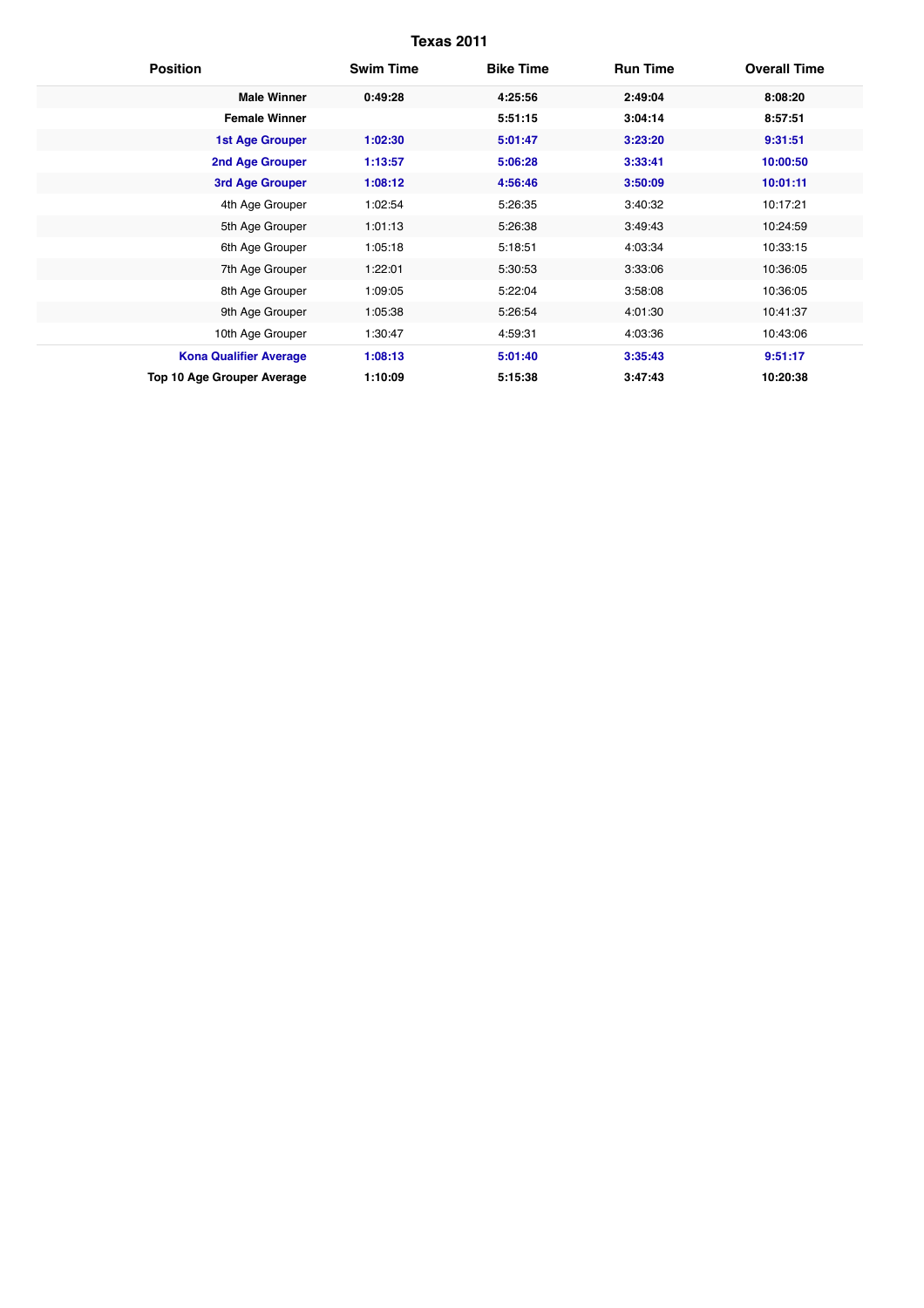## Texas 2011

| Position | Swim Time | Bike Time | Run Time | Overall Time |
|---|---|---|---|---|
| **Male Winner** | **0:49:28** | **4:25:56** | **2:49:04** | **8:08:20** |
| **Female Winner** | | **5:51:15** | **3:04:14** | **8:57:51** |
| **1st Age Grouper** | **1:02:30** | **5:01:47** | **3:23:20** | **9:31:51** |
| **2nd Age Grouper** | **1:13:57** | **5:06:28** | **3:33:41** | **10:00:50** |
| **3rd Age Grouper** | **1:08:12** | **4:56:46** | **3:50:09** | **10:01:11** |
| 4th Age Grouper | 1:02:54 | 5:26:35 | 3:40:32 | 10:17:21 |
| 5th Age Grouper | 1:01:13 | 5:26:38 | 3:49:43 | 10:24:59 |
| 6th Age Grouper | 1:05:18 | 5:18:51 | 4:03:34 | 10:33:15 |
| 7th Age Grouper | 1:22:01 | 5:30:53 | 3:33:06 | 10:36:05 |
| 8th Age Grouper | 1:09:05 | 5:22:04 | 3:58:08 | 10:36:05 |
| 9th Age Grouper | 1:05:38 | 5:26:54 | 4:01:30 | 10:41:37 |
| 10th Age Grouper | 1:30:47 | 4:59:31 | 4:03:36 | 10:43:06 |
| **Kona Qualifier Average** | **1:08:13** | **5:01:40** | **3:35:43** | **9:51:17** |
| **Top 10 Age Grouper Average** | **1:10:09** | **5:15:38** | **3:47:43** | **10:20:38** |